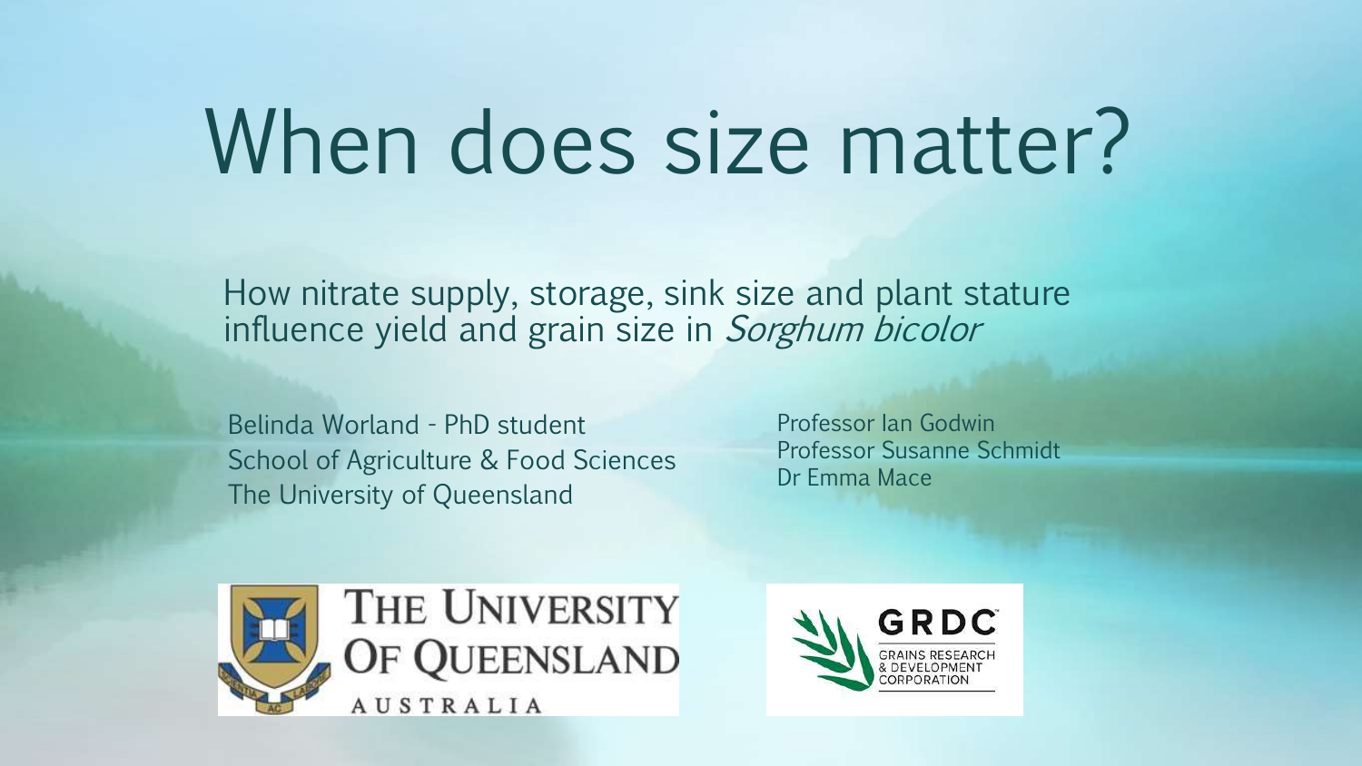# When does size matter?

How nitrate supply, storage, sink size and plant stature influence yield and grain size in *Sorghum bicolor*

Belinda Worland - PhD student
School of Agriculture & Food Sciences
The University of Queensland

Professor Ian Godwin
Professor Susanne Schmidt
Dr Emma Mace

THE UNIVERSITY OF QUEENSLAND AUSTRALIA

GRDC GRAINS RESEARCH & DEVELOPMENT CORPORATION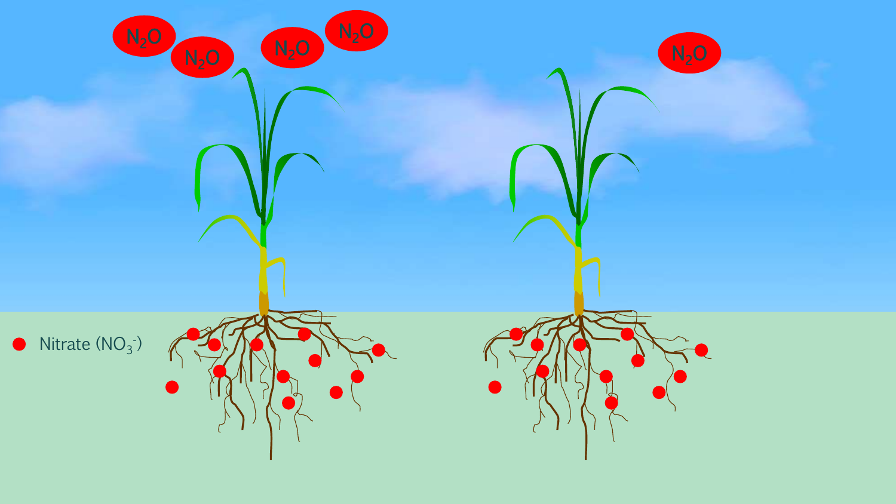$N_2O$ $N_2O$ $N_2O$ $N_2O$

$N_2O$

● Nitrate ($NO_3^-$)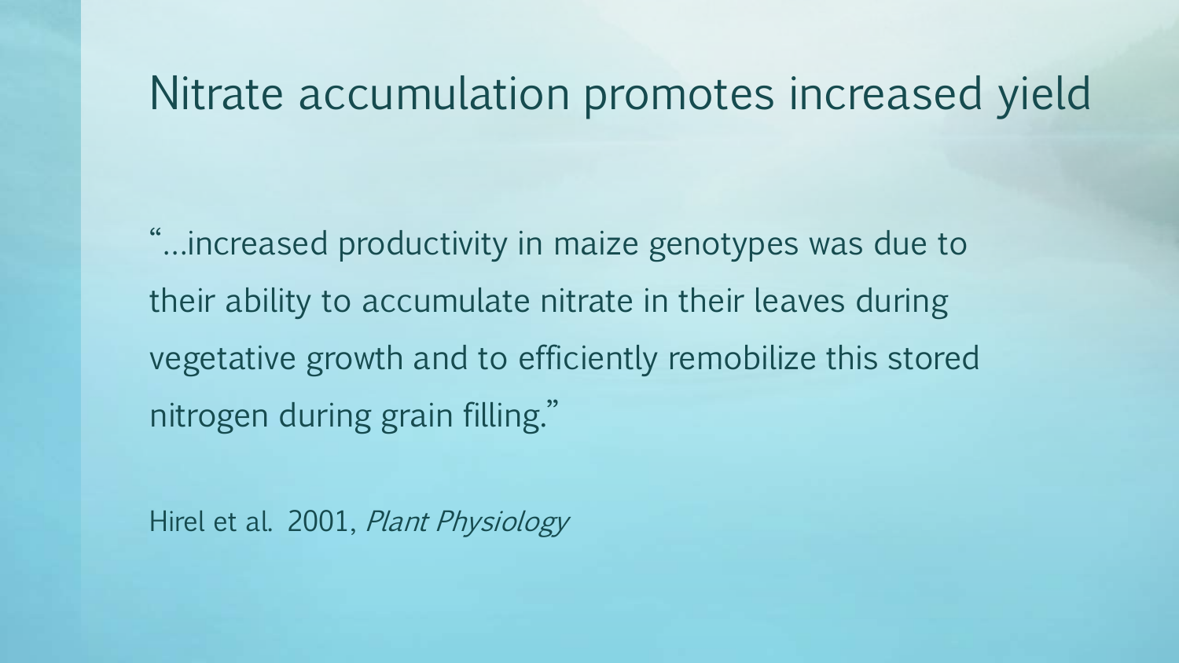# Nitrate accumulation promotes increased yield

"…increased productivity in maize genotypes was due to their ability to accumulate nitrate in their leaves during vegetative growth and to efficiently remobilize this stored nitrogen during grain filling."

Hirel et al. 2001, *Plant Physiology*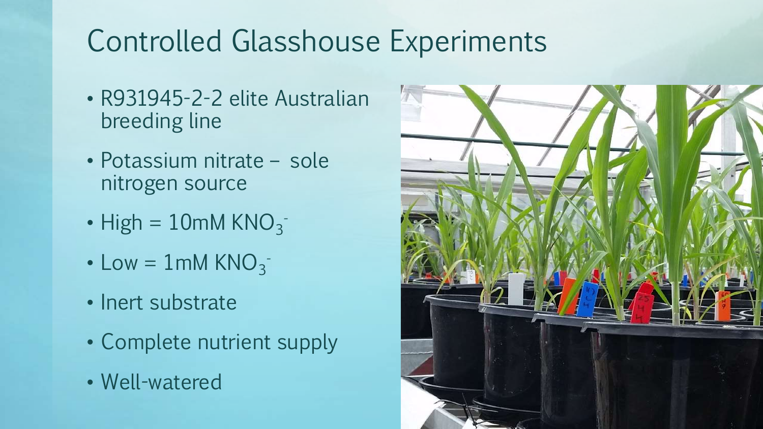# Controlled Glasshouse Experiments

- R931945-2-2 elite Australian breeding line
- Potassium nitrate – sole nitrogen source
- High = 10mM $KNO_3^-$
- Low = 1mM $KNO_3^-$
- Inert substrate
- Complete nutrient supply
- Well-watered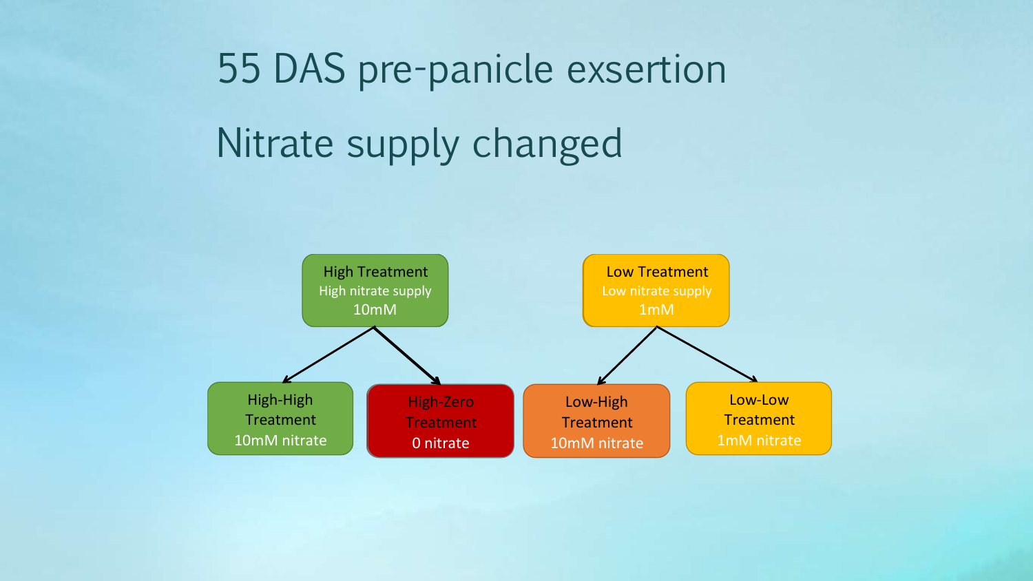# 55 DAS pre-panicle exsertion

# Nitrate supply changed

- **High Treatment** — High nitrate supply 10mM
  - High-High Treatment — 10mM nitrate
  - High-Zero Treatment — 0 nitrate
- **Low Treatment** — Low nitrate supply 1mM
  - Low-High Treatment — 10mM nitrate
  - Low-Low Treatment — 1mM nitrate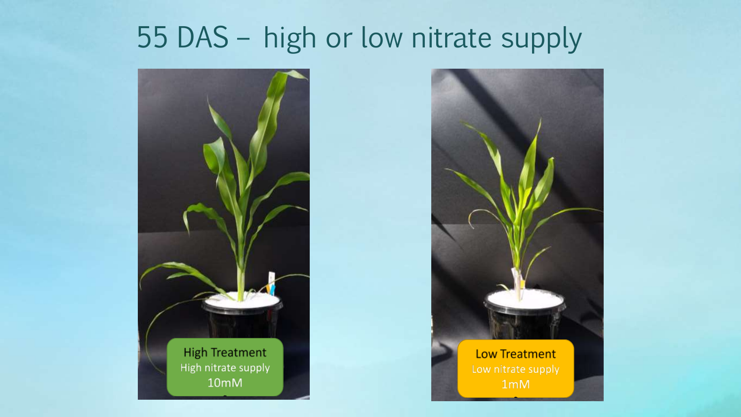# 55 DAS – high or low nitrate supply

High Treatment
High nitrate supply
10mM

Low Treatment
Low nitrate supply
1mM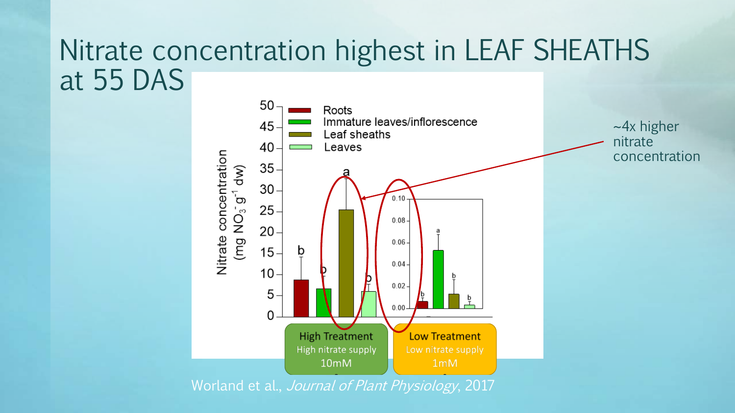# Nitrate concentration highest in LEAF SHEATHS at 55 DAS

~4x higher nitrate concentration

Nitrate concentration ($mg\ NO_3^-\ g^{-1}\ dw$)

- Roots
- Immature leaves/inflorescence
- Leaf sheaths
- Leaves

**High Treatment**
High nitrate supply
10mM

**Low Treatment**
Low nitrate supply
1mM

Worland et al., *Journal of Plant Physiology*, 2017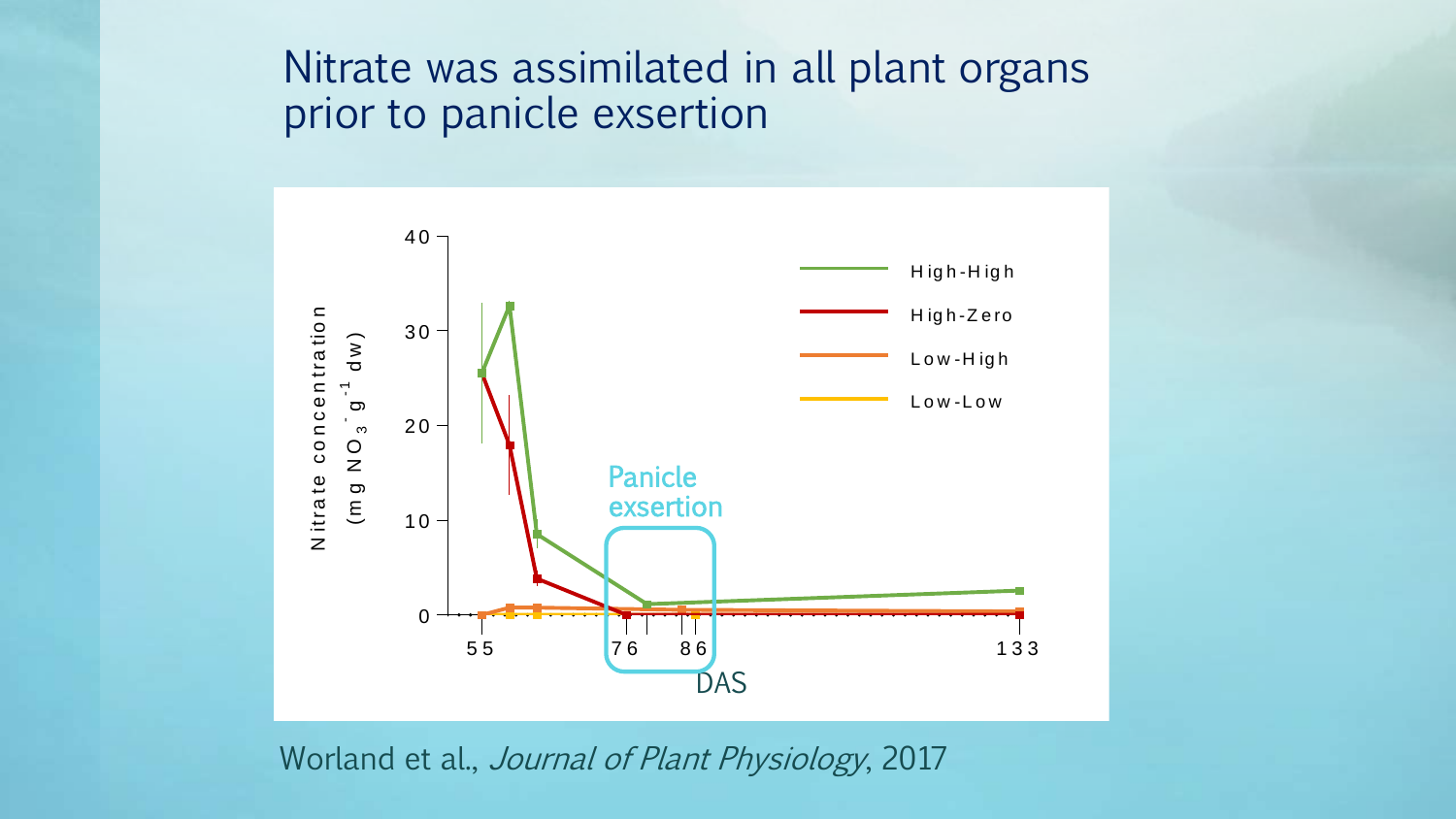# Nitrate was assimilated in all plant organs prior to panicle exsertion

Nitrate concentration ($mg\ NO_3^-\ g^{-1}\ dw$)

High-High

High-Zero

Low-High

Low-Low

Panicle exsertion

DAS

55 76 86 133

Worland et al., *Journal of Plant Physiology*, 2017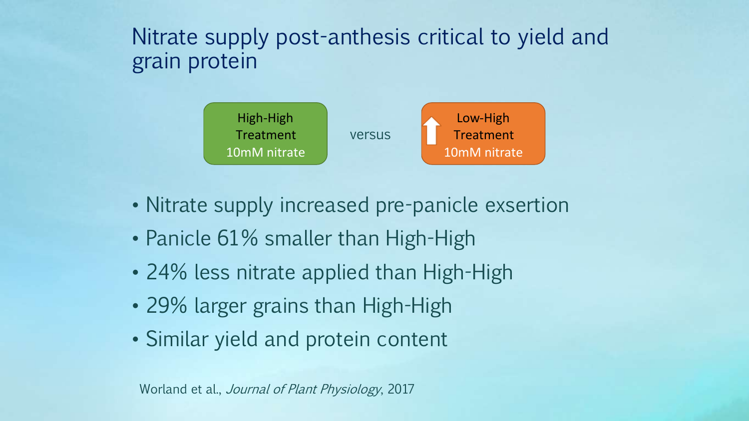# Nitrate supply post-anthesis critical to yield and grain protein

High-High Treatment 10mM nitrate versus Low-High Treatment 10mM nitrate

- Nitrate supply increased pre-panicle exsertion
- Panicle 61% smaller than High-High
- 24% less nitrate applied than High-High
- 29% larger grains than High-High
- Similar yield and protein content

Worland et al., *Journal of Plant Physiology*, 2017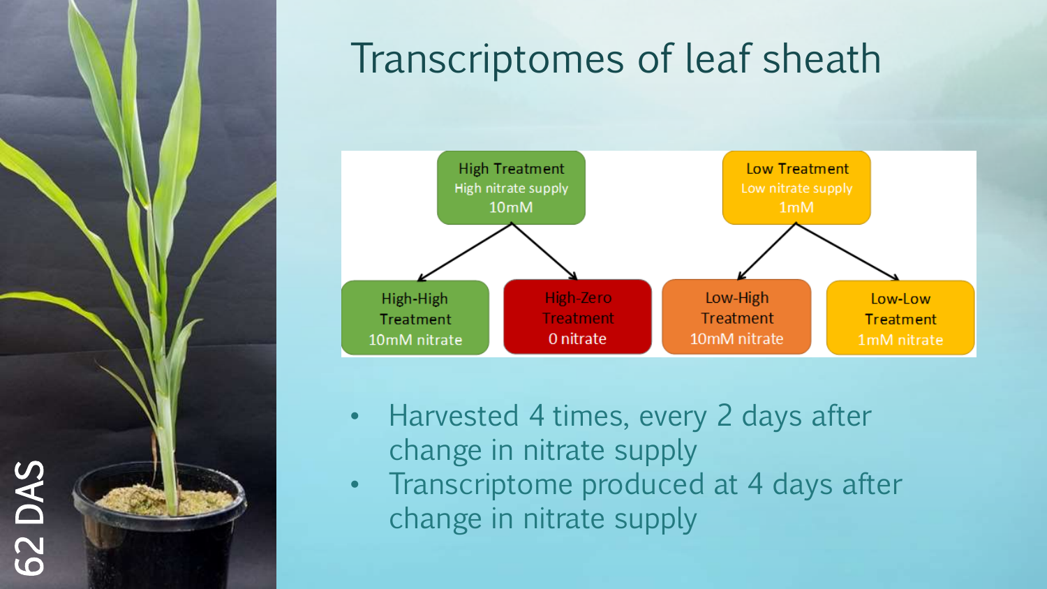# Transcriptomes of leaf sheath

62 DAS

High Treatment
High nitrate supply
10mM

- High-High Treatment — 10mM nitrate
- High-Zero Treatment — 0 nitrate

Low Treatment
Low nitrate supply
1mM

- Low-High Treatment — 10mM nitrate
- Low-Low Treatment — 1mM nitrate

- Harvested 4 times, every 2 days after change in nitrate supply
- Transcriptome produced at 4 days after change in nitrate supply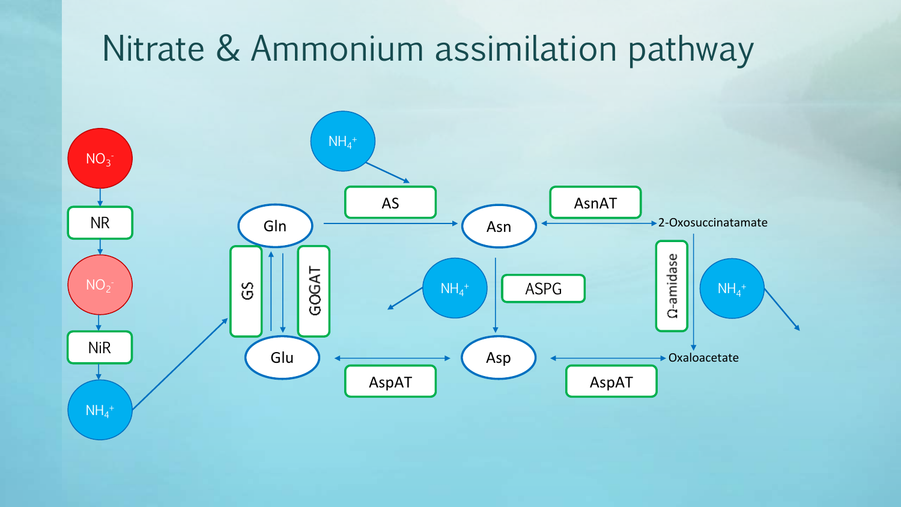# Nitrate & Ammonium assimilation pathway

$NO_3^-$

NR

$NO_2^-$

NiR

$NH_4^+$

GS

GOGAT

Gln

Glu

$NH_4^+$

AS

Asn

AsnAT

2-Oxosuccinatamate

$NH_4^+$

ASPG

Asp

AspAT

AspAT

Ω-amidase

$NH_4^+$

Oxaloacetate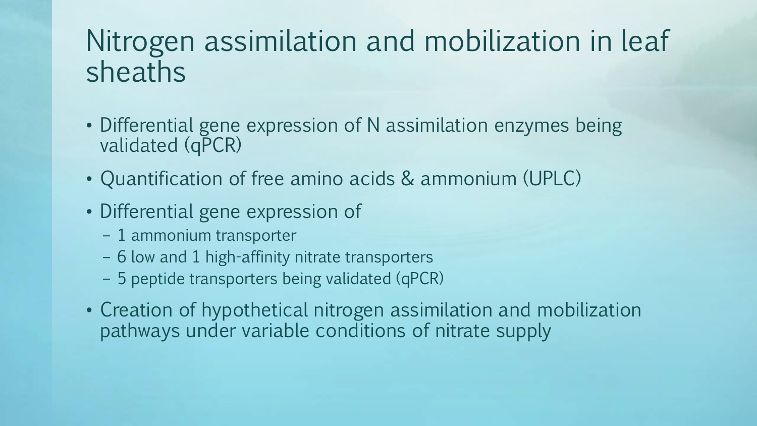# Nitrogen assimilation and mobilization in leaf sheaths

- Differential gene expression of N assimilation enzymes being validated (qPCR)
- Quantification of free amino acids & ammonium (UPLC)
- Differential gene expression of
  - 1 ammonium transporter
  - 6 low and 1 high-affinity nitrate transporters
  - 5 peptide transporters being validated (qPCR)
- Creation of hypothetical nitrogen assimilation and mobilization pathways under variable conditions of nitrate supply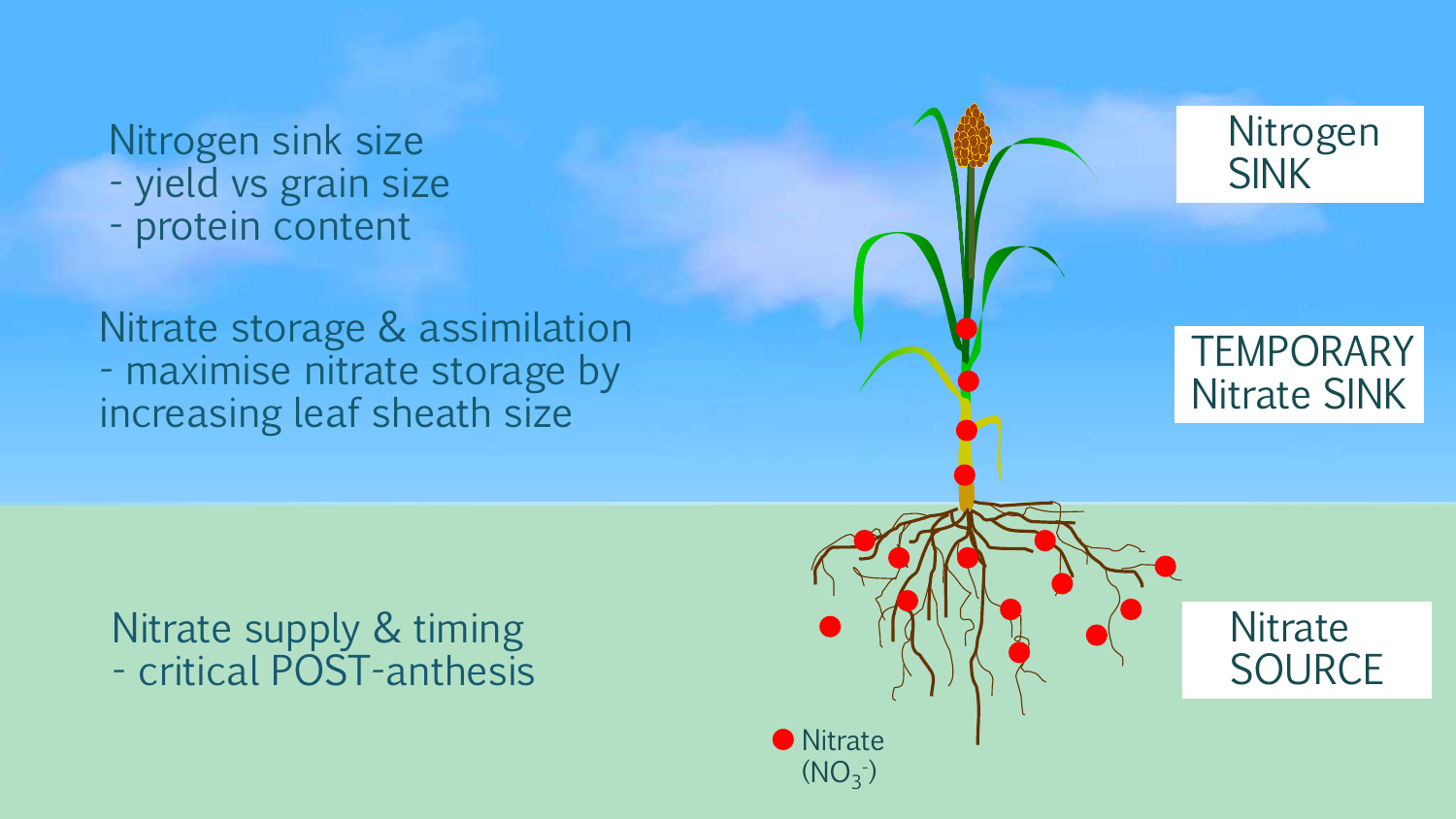Nitrogen sink size
- yield vs grain size
- protein content

Nitrate storage & assimilation
- maximise nitrate storage by increasing leaf sheath size

Nitrate supply & timing
- critical POST-anthesis

Nitrogen SINK

TEMPORARY Nitrate SINK

Nitrate SOURCE

Nitrate ($NO_3^-$)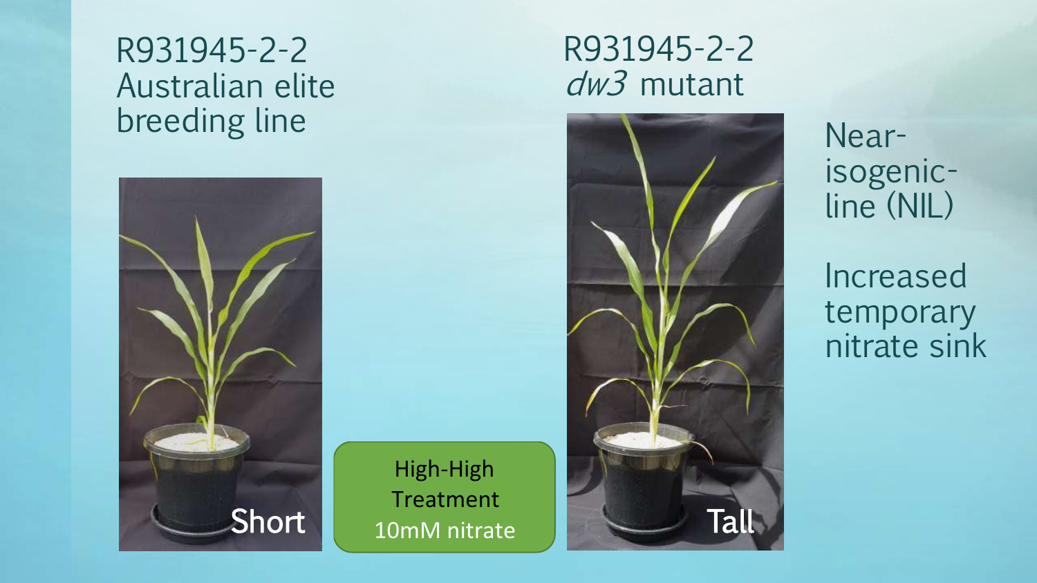R931945-2-2
Australian elite breeding line

Short

High-High Treatment
10mM nitrate

R931945-2-2
*dw3* mutant

Tall

Near-isogenic-line (NIL)

Increased temporary nitrate sink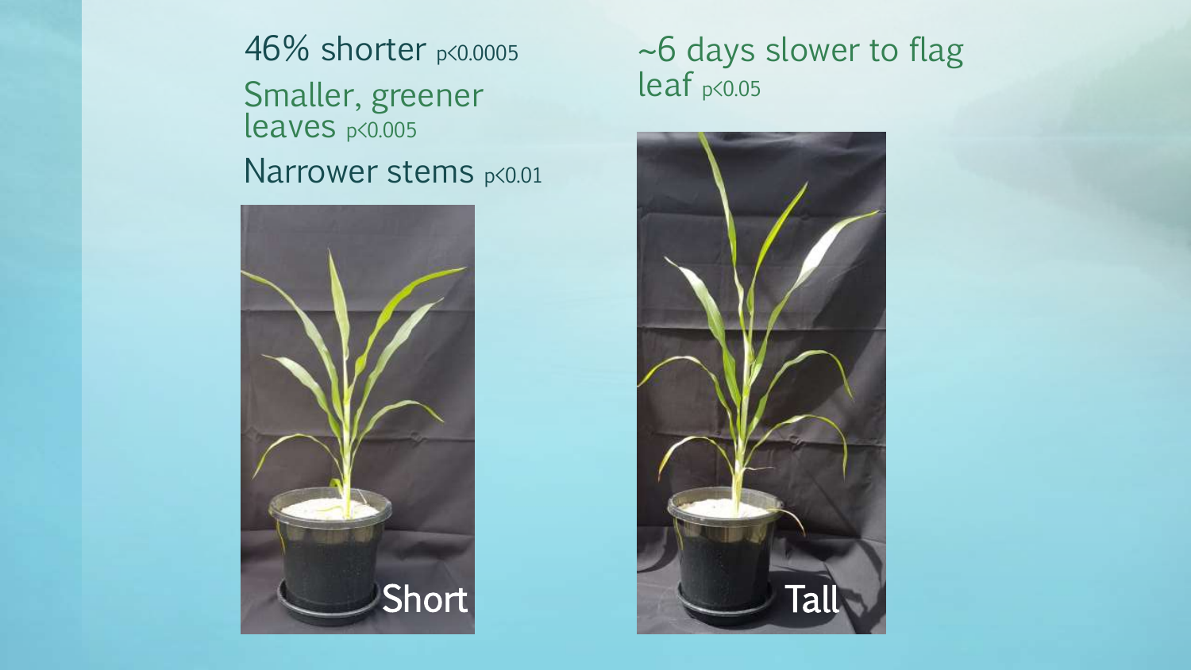46% shorter $p<0.0005$

Smaller, greener leaves $p<0.005$

Narrower stems $p<0.01$

~6 days slower to flag leaf $p<0.05$

Short

Tall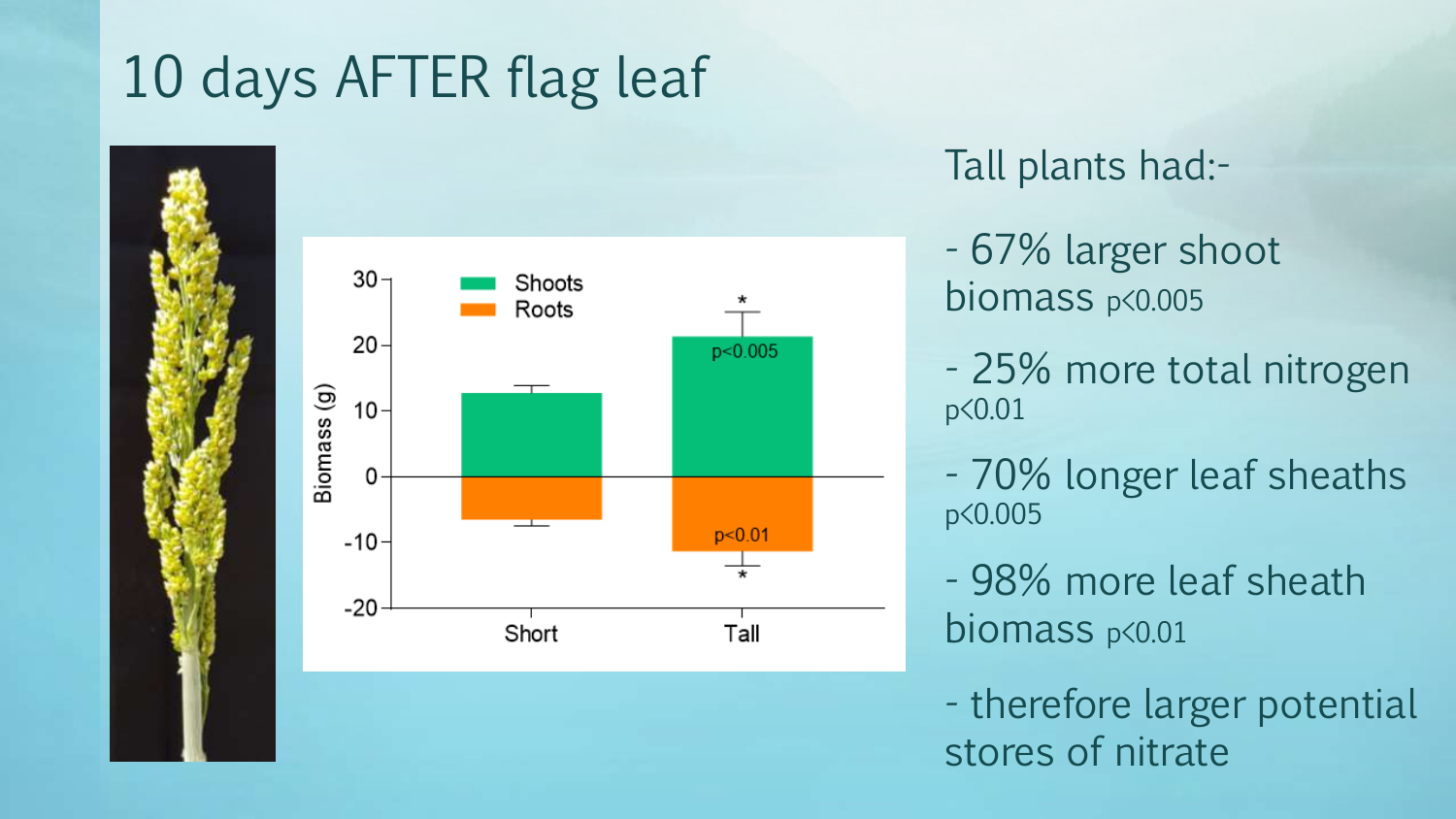# 10 days AFTER flag leaf

Tall plants had:-

- 67% larger shoot biomass $p<0.005$
- 25% more total nitrogen $p<0.01$
- 70% longer leaf sheaths $p<0.005$
- 98% more leaf sheath biomass $p<0.01$
- therefore larger potential stores of nitrate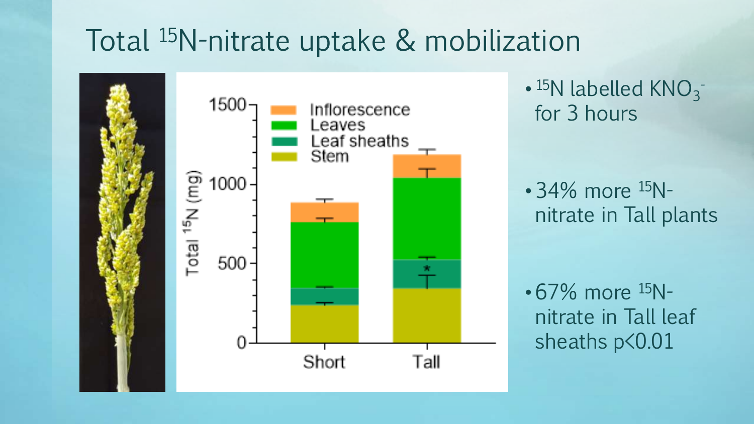# Total $^{15}N$-nitrate uptake & mobilization

- $^{15}N$ labelled $KNO_3^-$ for 3 hours
- 34% more $^{15}N$-nitrate in Tall plants
- 67% more $^{15}N$-nitrate in Tall leaf sheaths $p<0.01$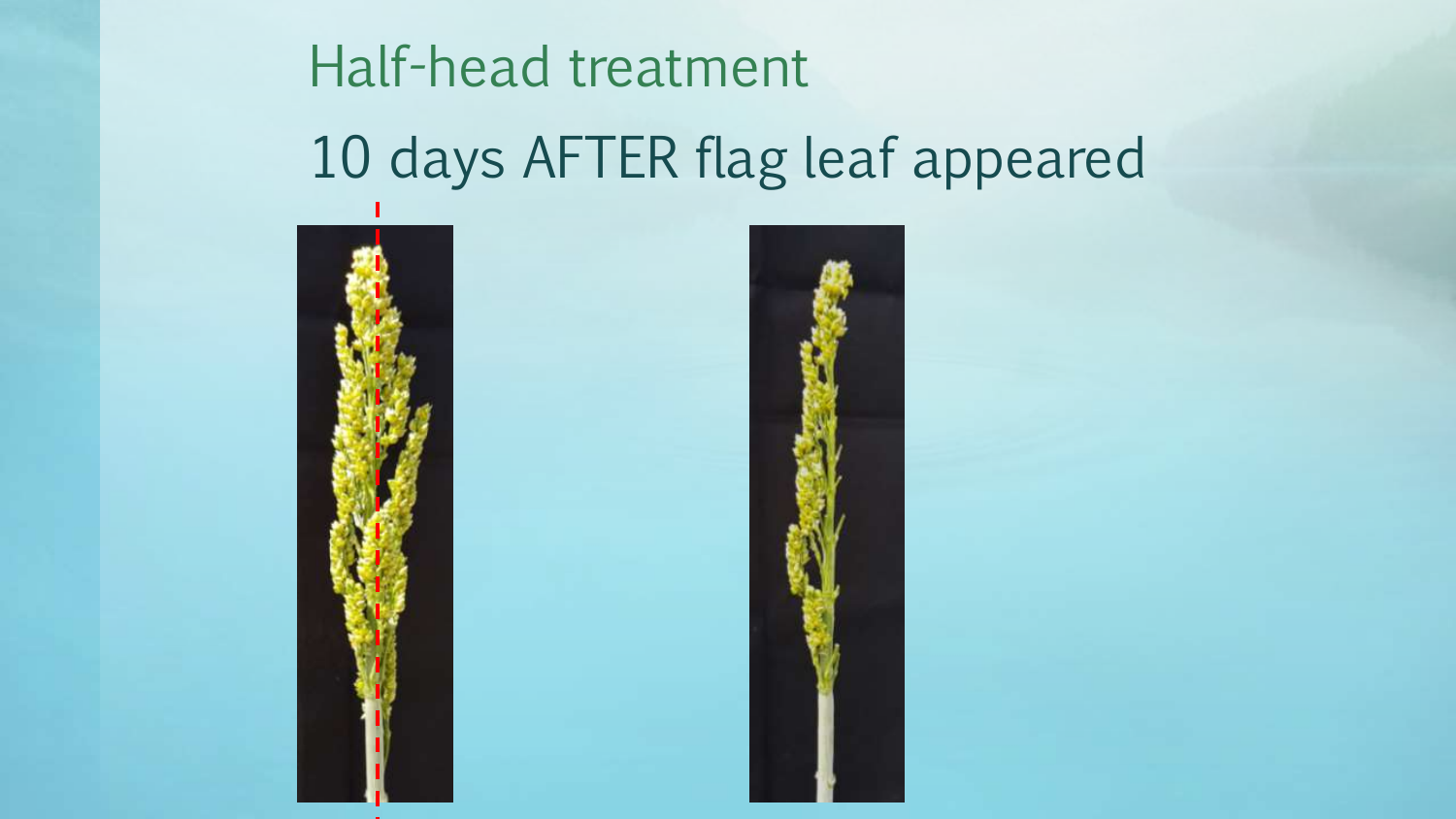# Half-head treatment

## 10 days AFTER flag leaf appeared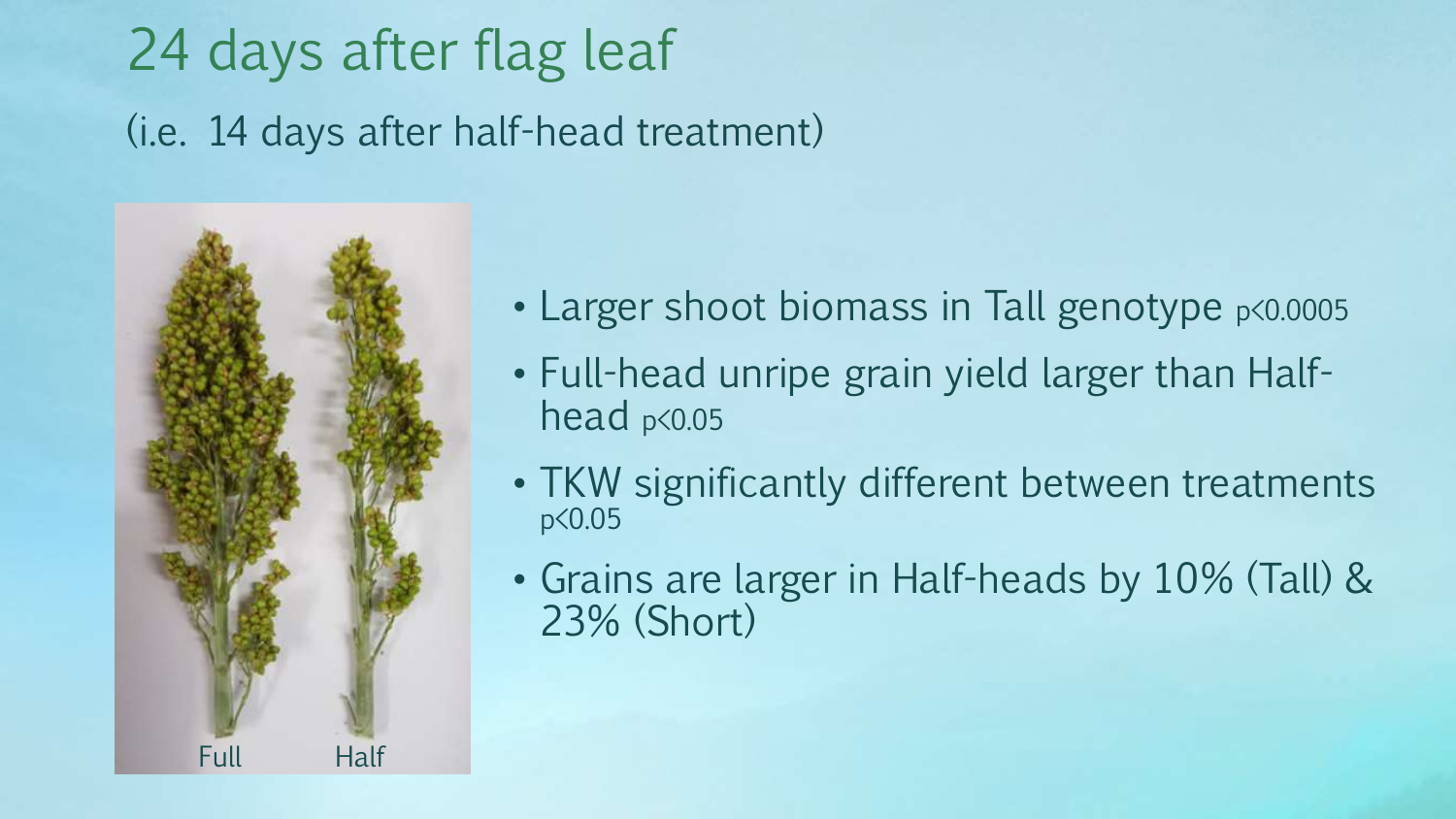# 24 days after flag leaf

(i.e. 14 days after half-head treatment)

Full Half

- Larger shoot biomass in Tall genotype $p<0.0005$
- Full-head unripe grain yield larger than Half-head $p<0.05$
- TKW significantly different between treatments $p<0.05$
- Grains are larger in Half-heads by 10% (Tall) & 23% (Short)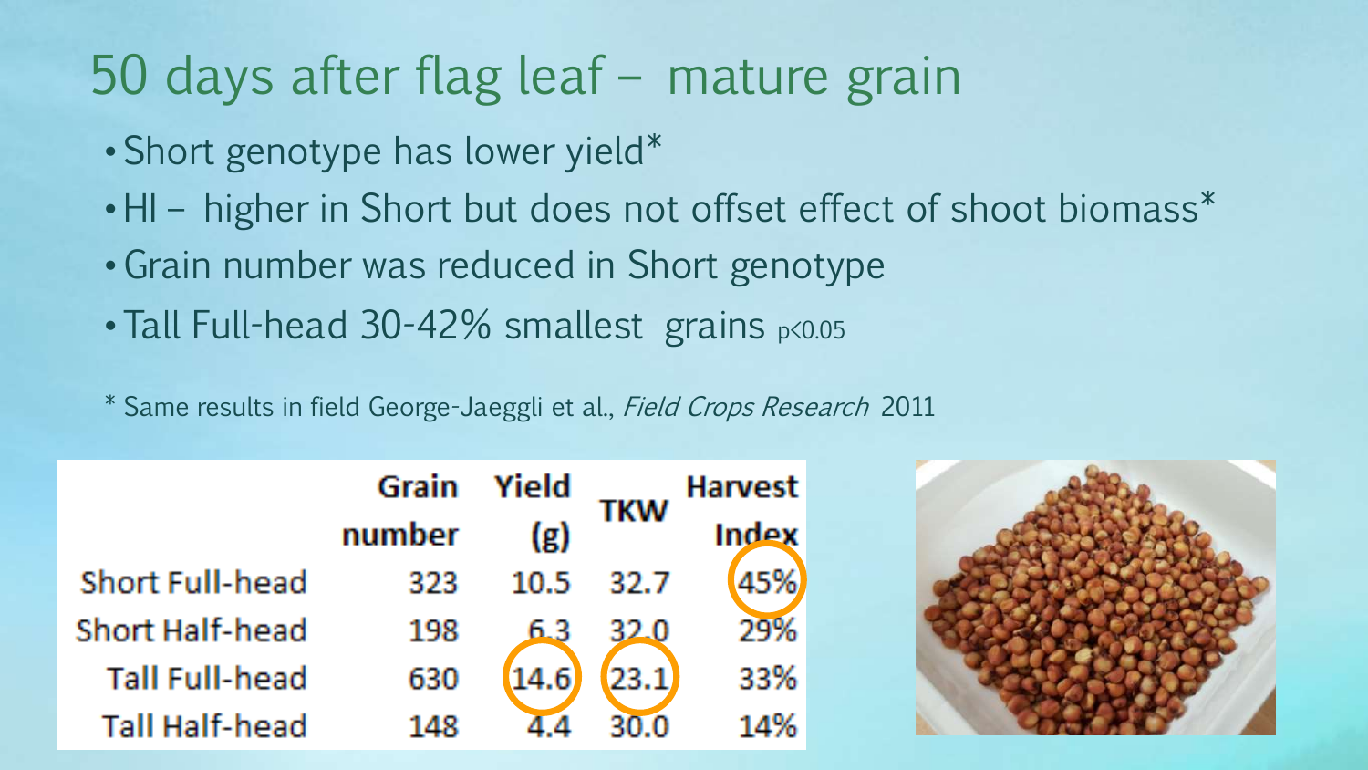# 50 days after flag leaf – mature grain

- Short genotype has lower yield*
- HI – higher in Short but does not offset effect of shoot biomass*
- Grain number was reduced in Short genotype
- Tall Full-head 30-42% smallest grains $p<0.05$

* Same results in field George-Jaeggli et al., *Field Crops Research* 2011

| | Grain number | Yield (g) | TKW | Harvest Index |
|---|---|---|---|---|
| Short Full-head | 323 | 10.5 | 32.7 | 45% |
| Short Half-head | 198 | 6.3 | 32.0 | 29% |
| Tall Full-head | 630 | 14.6 | 23.1 | 33% |
| Tall Half-head | 148 | 4.4 | 30.0 | 14% |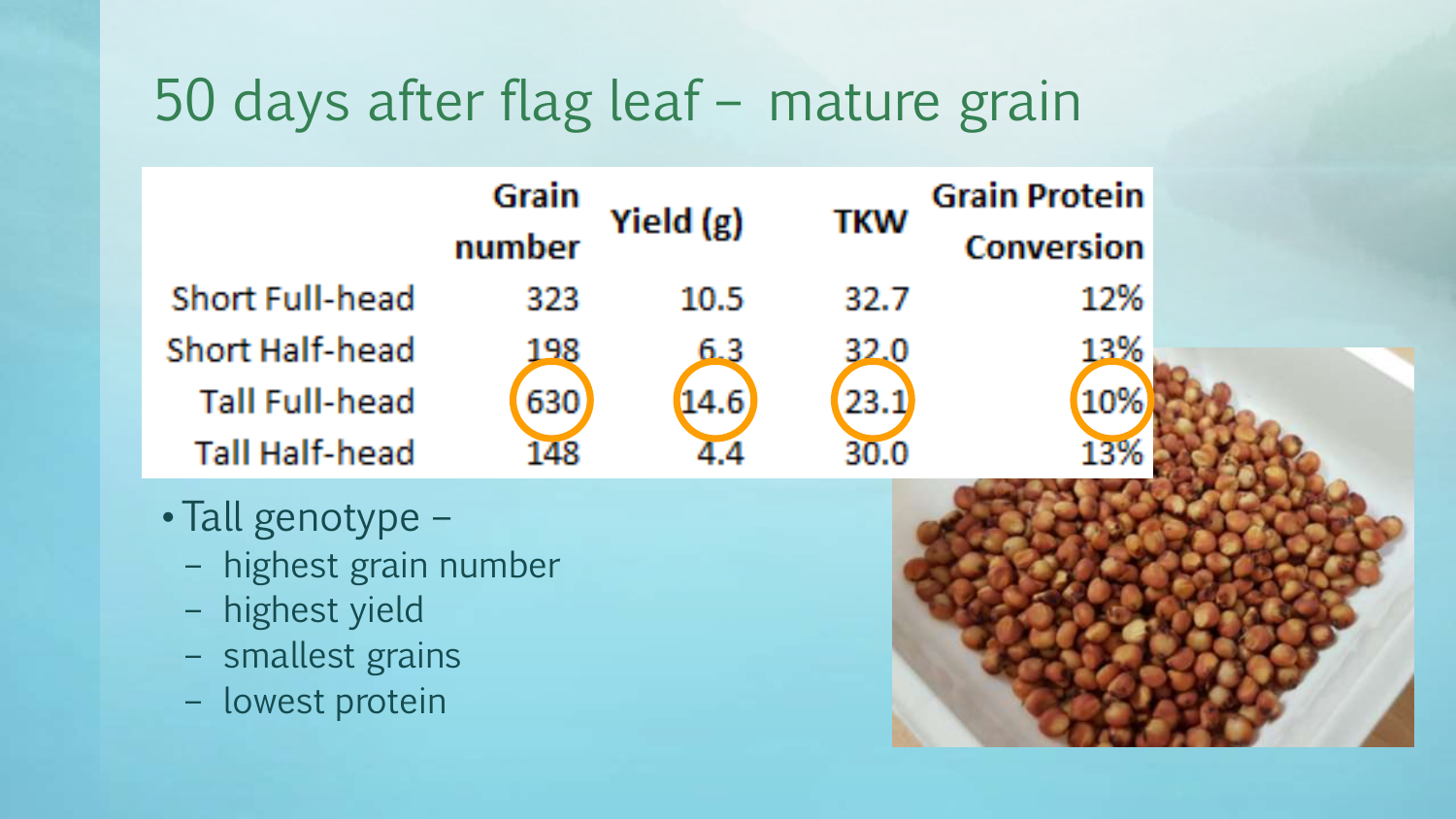# 50 days after flag leaf – mature grain

| | Grain number | Yield (g) | TKW | Grain Protein Conversion |
|---|---|---|---|---|
| Short Full-head | 323 | 10.5 | 32.7 | 12% |
| Short Half-head | 198 | 6.3 | 32.0 | 13% |
| Tall Full-head | 630 | 14.6 | 23.1 | 10% |
| Tall Half-head | 148 | 4.4 | 30.0 | 13% |

- Tall genotype –
  - highest grain number
  - highest yield
  - smallest grains
  - lowest protein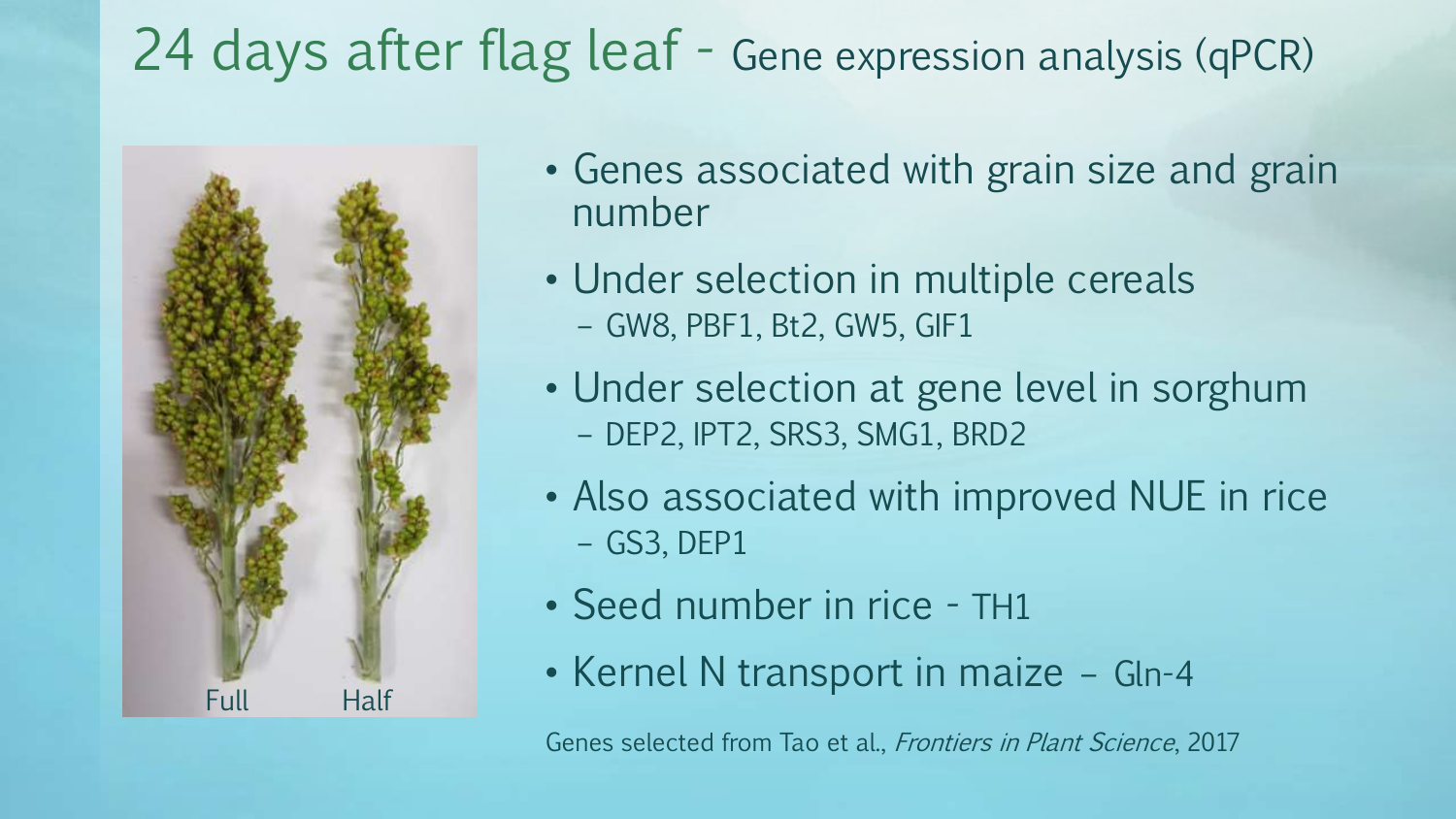# 24 days after flag leaf - Gene expression analysis (qPCR)

Full Half

- Genes associated with grain size and grain number
- Under selection in multiple cereals
  - GW8, PBF1, Bt2, GW5, GIF1
- Under selection at gene level in sorghum
  - DEP2, IPT2, SRS3, SMG1, BRD2
- Also associated with improved NUE in rice
  - GS3, DEP1
- Seed number in rice - TH1
- Kernel N transport in maize – Gln-4

Genes selected from Tao et al., *Frontiers in Plant Science*, 2017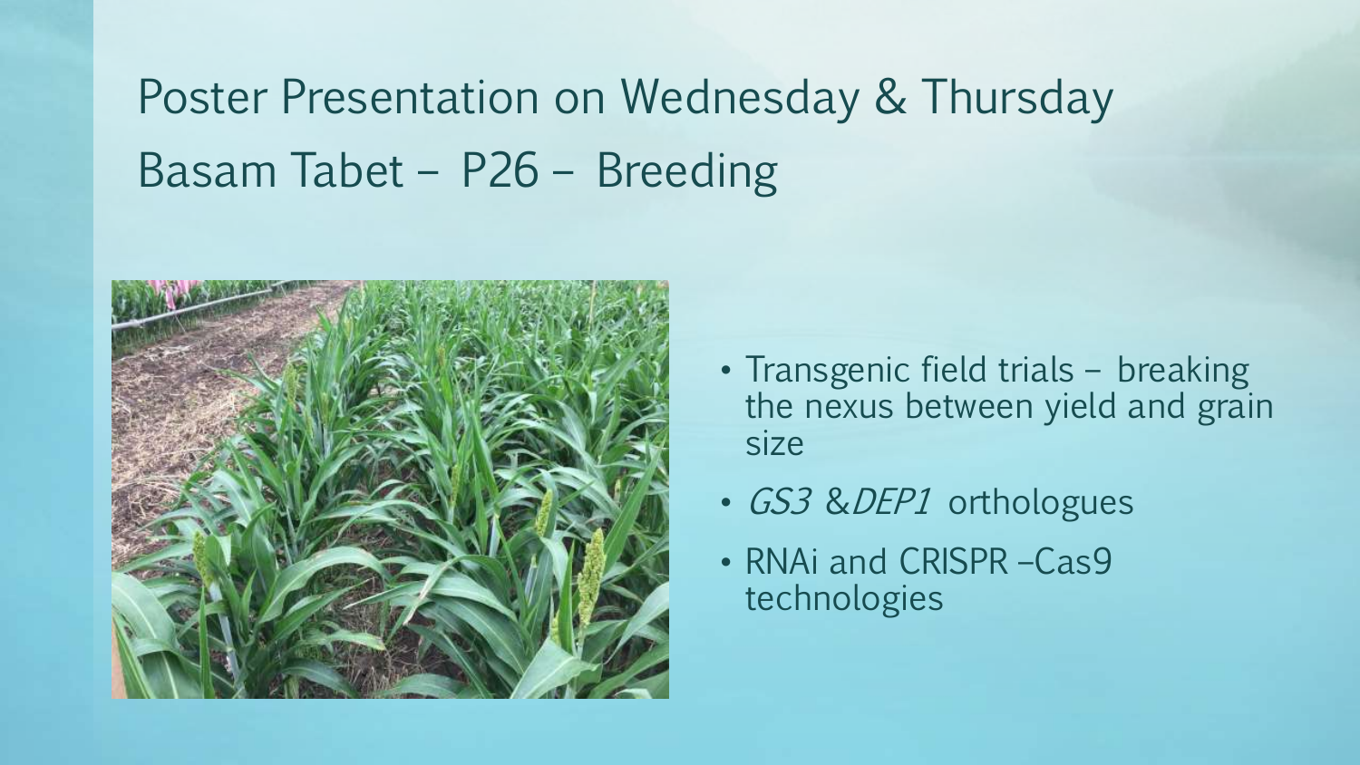# Poster Presentation on Wednesday & Thursday

# Basam Tabet – P26 – Breeding

- Transgenic field trials – breaking the nexus between yield and grain size
- *GS3* & *DEP1* orthologues
- RNAi and CRISPR –Cas9 technologies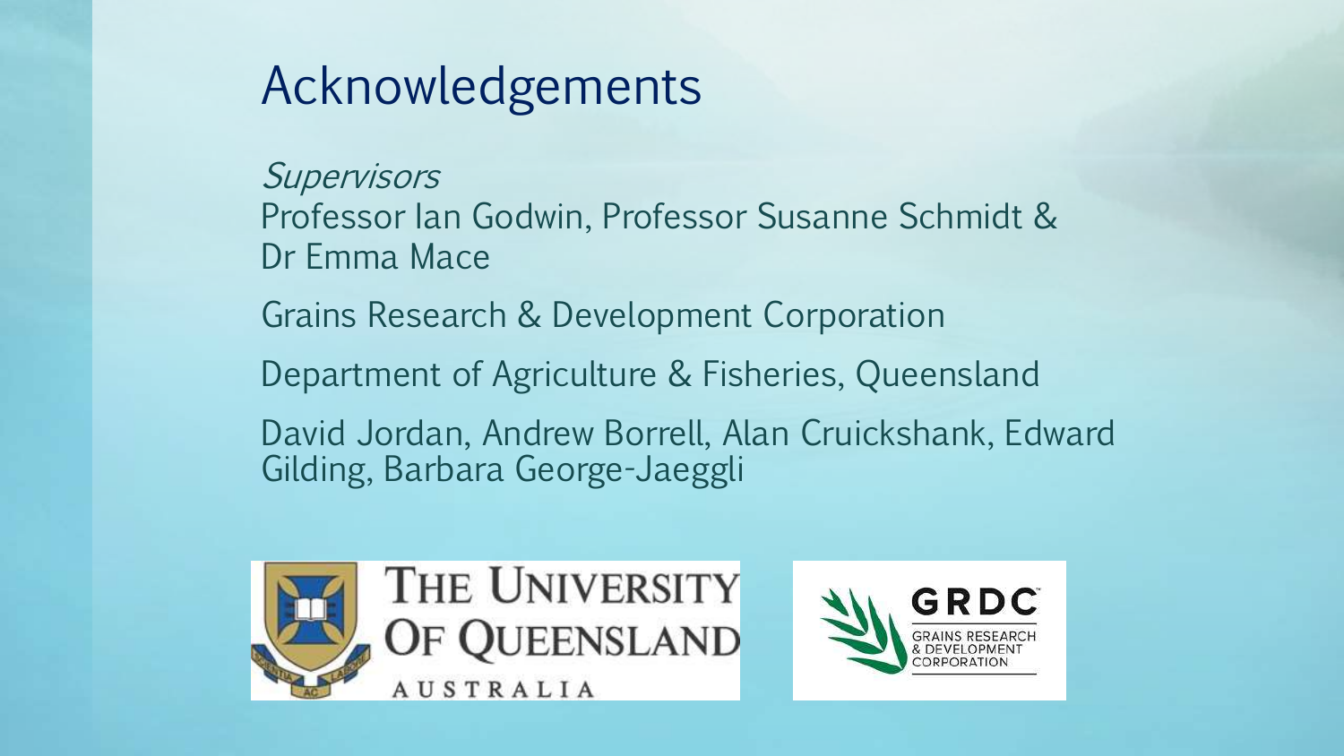# Acknowledgements

*Supervisors*

Professor Ian Godwin, Professor Susanne Schmidt & Dr Emma Mace

Grains Research & Development Corporation

Department of Agriculture & Fisheries, Queensland

David Jordan, Andrew Borrell, Alan Cruickshank, Edward Gilding, Barbara George-Jaeggli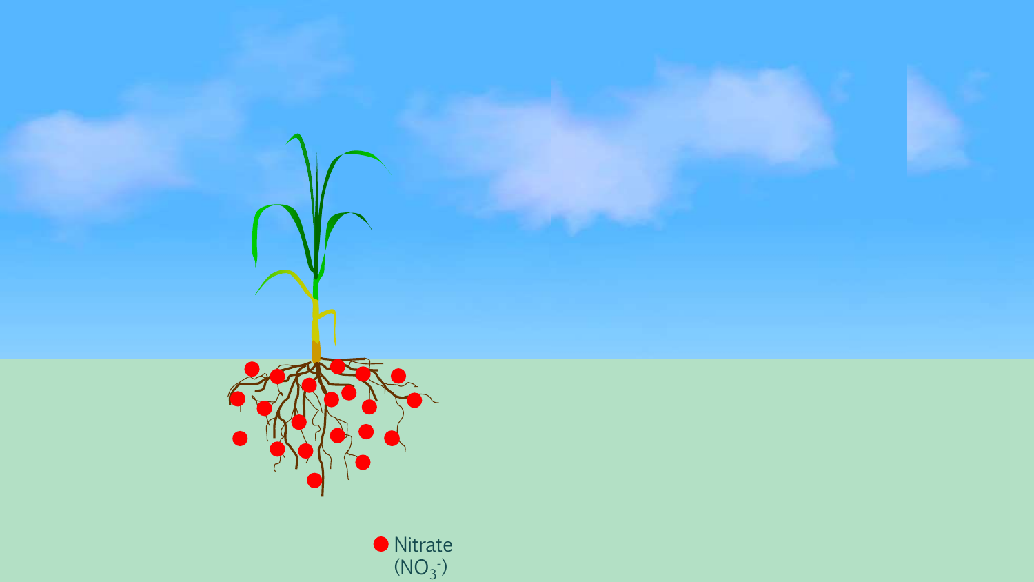Nitrate

($NO_3^-$)